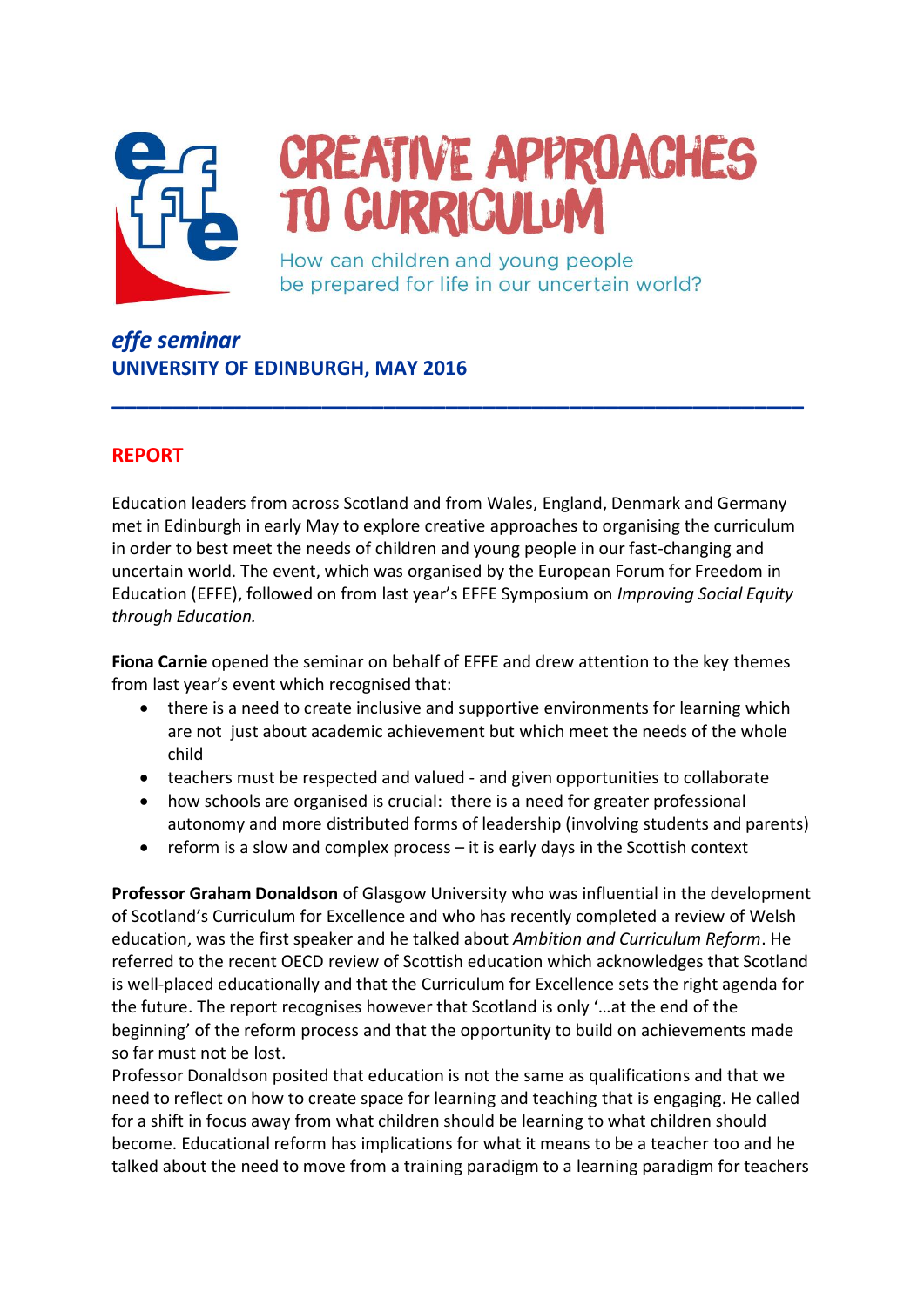# CREATIVE APPROACHES TO CURRICULUM

How can children and young people be prepared for life in our uncertain world?

***effe seminar***
**UNIVERSITY OF EDINBURGH, MAY 2016**

---

## REPORT

Education leaders from across Scotland and from Wales, England, Denmark and Germany met in Edinburgh in early May to explore creative approaches to organising the curriculum in order to best meet the needs of children and young people in our fast-changing and uncertain world. The event, which was organised by the European Forum for Freedom in Education (EFFE), followed on from last year's EFFE Symposium on *Improving Social Equity through Education.*

**Fiona Carnie** opened the seminar on behalf of EFFE and drew attention to the key themes from last year's event which recognised that:

- there is a need to create inclusive and supportive environments for learning which are not just about academic achievement but which meet the needs of the whole child
- teachers must be respected and valued - and given opportunities to collaborate
- how schools are organised is crucial: there is a need for greater professional autonomy and more distributed forms of leadership (involving students and parents)
- reform is a slow and complex process – it is early days in the Scottish context

**Professor Graham Donaldson** of Glasgow University who was influential in the development of Scotland's Curriculum for Excellence and who has recently completed a review of Welsh education, was the first speaker and he talked about *Ambition and Curriculum Reform*. He referred to the recent OECD review of Scottish education which acknowledges that Scotland is well-placed educationally and that the Curriculum for Excellence sets the right agenda for the future. The report recognises however that Scotland is only '…at the end of the beginning' of the reform process and that the opportunity to build on achievements made so far must not be lost.
Professor Donaldson posited that education is not the same as qualifications and that we need to reflect on how to create space for learning and teaching that is engaging. He called for a shift in focus away from what children should be learning to what children should become. Educational reform has implications for what it means to be a teacher too and he talked about the need to move from a training paradigm to a learning paradigm for teachers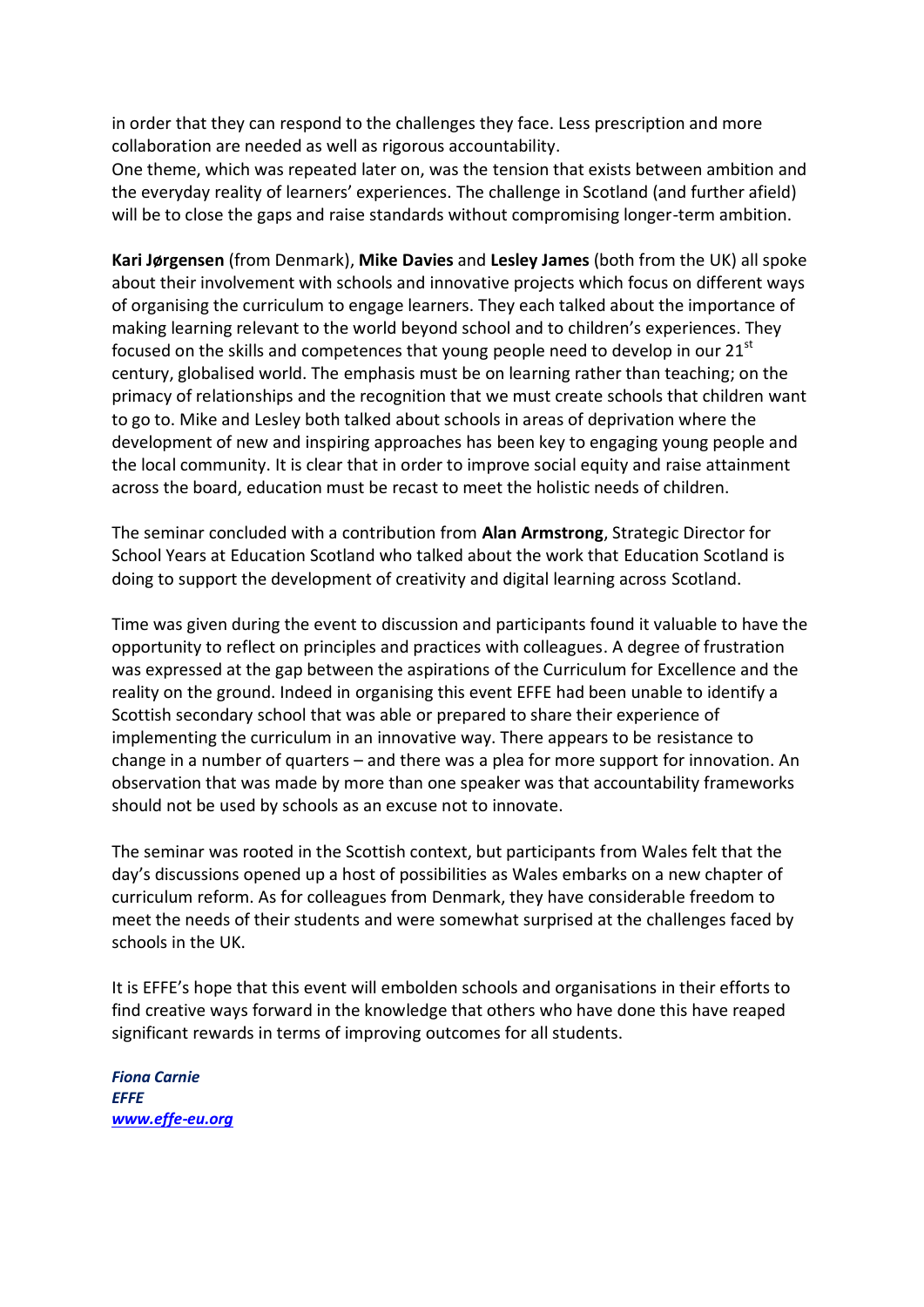in order that they can respond to the challenges they face. Less prescription and more collaboration are needed as well as rigorous accountability.
One theme, which was repeated later on, was the tension that exists between ambition and the everyday reality of learners' experiences. The challenge in Scotland (and further afield) will be to close the gaps and raise standards without compromising longer-term ambition.

**Kari Jørgensen** (from Denmark), **Mike Davies** and **Lesley James** (both from the UK) all spoke about their involvement with schools and innovative projects which focus on different ways of organising the curriculum to engage learners. They each talked about the importance of making learning relevant to the world beyond school and to children's experiences. They focused on the skills and competences that young people need to develop in our 21st century, globalised world. The emphasis must be on learning rather than teaching; on the primacy of relationships and the recognition that we must create schools that children want to go to. Mike and Lesley both talked about schools in areas of deprivation where the development of new and inspiring approaches has been key to engaging young people and the local community. It is clear that in order to improve social equity and raise attainment across the board, education must be recast to meet the holistic needs of children.

The seminar concluded with a contribution from **Alan Armstrong**, Strategic Director for School Years at Education Scotland who talked about the work that Education Scotland is doing to support the development of creativity and digital learning across Scotland.

Time was given during the event to discussion and participants found it valuable to have the opportunity to reflect on principles and practices with colleagues. A degree of frustration was expressed at the gap between the aspirations of the Curriculum for Excellence and the reality on the ground. Indeed in organising this event EFFE had been unable to identify a Scottish secondary school that was able or prepared to share their experience of implementing the curriculum in an innovative way. There appears to be resistance to change in a number of quarters – and there was a plea for more support for innovation. An observation that was made by more than one speaker was that accountability frameworks should not be used by schools as an excuse not to innovate.

The seminar was rooted in the Scottish context, but participants from Wales felt that the day's discussions opened up a host of possibilities as Wales embarks on a new chapter of curriculum reform. As for colleagues from Denmark, they have considerable freedom to meet the needs of their students and were somewhat surprised at the challenges faced by schools in the UK.

It is EFFE's hope that this event will embolden schools and organisations in their efforts to find creative ways forward in the knowledge that others who have done this have reaped significant rewards in terms of improving outcomes for all students.

***Fiona Carnie***
***EFFE***
***[www.effe-eu.org](http://www.effe-eu.org)***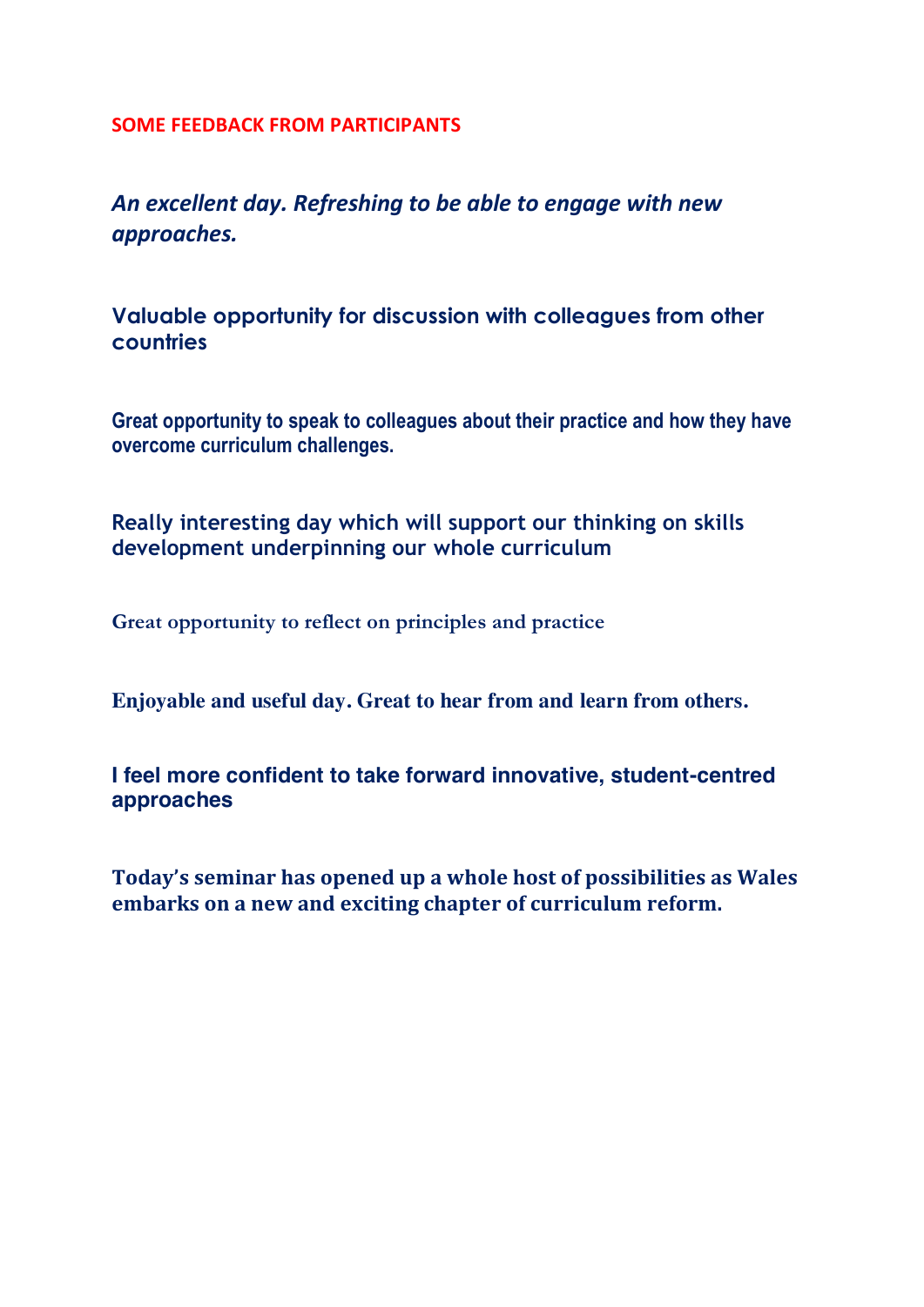**SOME FEEDBACK FROM PARTICIPANTS**

***An excellent day. Refreshing to be able to engage with new approaches.***

**Valuable opportunity for discussion with colleagues from other countries**

**Great opportunity to speak to colleagues about their practice and how they have overcome curriculum challenges.**

**Really interesting day which will support our thinking on skills development underpinning our whole curriculum**

**Great opportunity to reflect on principles and practice**

**Enjoyable and useful day. Great to hear from and learn from others.**

**I feel more confident to take forward innovative, student-centred approaches**

**Today's seminar has opened up a whole host of possibilities as Wales embarks on a new and exciting chapter of curriculum reform.**